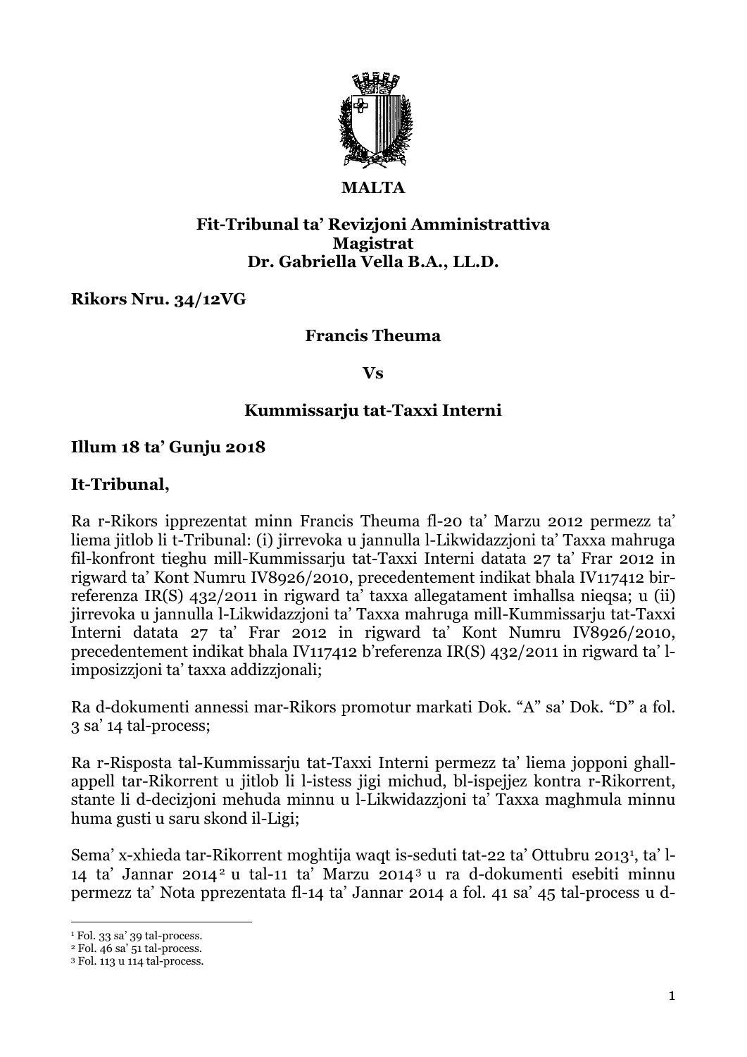**MALTA**

**Fit-Tribunal ta' Revizjoni Amministrattiva**
**Magistrat**
**Dr. Gabriella Vella B.A., LL.D.**

**Rikors Nru. 34/12VG**

**Francis Theuma**

**Vs**

**Kummissarju tat-Taxxi Interni**

**Illum 18 ta' Gunju 2018**

**It-Tribunal,**

Ra r-Rikors ipprezentat minn Francis Theuma fl-20 ta' Marzu 2012 permezz ta' liema jitlob li t-Tribunal: (i) jirrevoka u jannulla l-Likwidazzjoni ta' Taxxa mahruga fil-konfront tieghu mill-Kummissarju tat-Taxxi Interni datata 27 ta' Frar 2012 in rigward ta' Kont Numru IV8926/2010, precedentement indikat bhala IV117412 bir-referenza IR(S) 432/2011 in rigward ta' taxxa allegatament imhallsa nieqsa; u (ii) jirrevoka u jannulla l-Likwidazzjoni ta' Taxxa mahruga mill-Kummissarju tat-Taxxi Interni datata 27 ta' Frar 2012 in rigward ta' Kont Numru IV8926/2010, precedentement indikat bhala IV117412 b'referenza IR(S) 432/2011 in rigward ta' l-imposizzjoni ta' taxxa addizzjonali;

Ra d-dokumenti annessi mar-Rikors promotur markati Dok. "A" sa' Dok. "D" a fol. 3 sa' 14 tal-process;

Ra r-Risposta tal-Kummissarju tat-Taxxi Interni permezz ta' liema jopponi ghall-appell tar-Rikorrent u jitlob li l-istess jigi michud, bl-ispejjez kontra r-Rikorrent, stante li d-decizjoni mehuda minnu u l-Likwidazzjoni ta' Taxxa maghmula minnu huma gusti u saru skond il-Ligi;

Sema' x-xhieda tar-Rikorrent moghtija waqt is-seduti tat-22 ta' Ottubru 2013[1], ta' l-14 ta' Jannar 2014[2] u tal-11 ta' Marzu 2014[3] u ra d-dokumenti esebiti minnu permezz ta' Nota pprezentata fl-14 ta' Jannar 2014 a fol. 41 sa' 45 tal-process u d-

---

[1] Fol. 33 sa' 39 tal-process.
[2] Fol. 46 sa' 51 tal-process.
[3] Fol. 113 u 114 tal-process.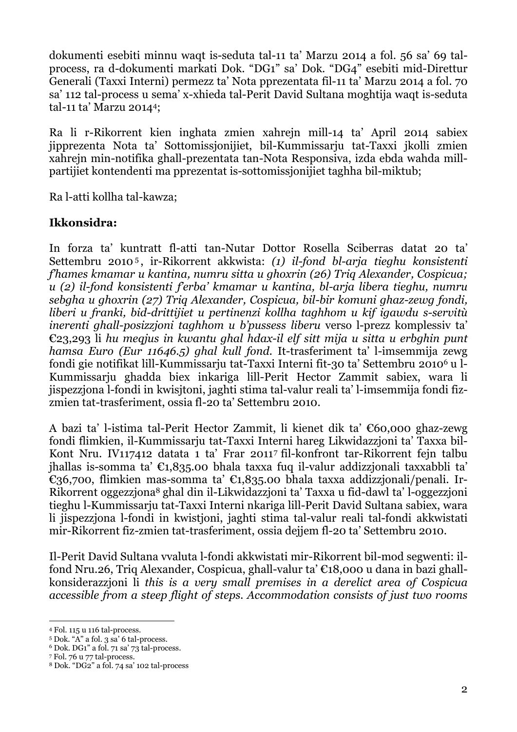dokumenti esebiti minnu waqt is-seduta tal-11 ta' Marzu 2014 a fol. 56 sa' 69 tal-process, ra d-dokumenti markati Dok. "DG1" sa' Dok. "DG4" esebiti mid-Direttur Generali (Taxxi Interni) permezz ta' Nota pprezentata fil-11 ta' Marzu 2014 a fol. 70 sa' 112 tal-process u sema' x-xhieda tal-Perit David Sultana moghtija waqt is-seduta tal-11 ta' Marzu 2014[4];

Ra li r-Rikorrent kien inghata zmien xahrejn mill-14 ta' April 2014 sabiex jipprezenta Nota ta' Sottomissjonijiet, bil-Kummissarju tat-Taxxi jkolli zmien xahrejn min-notifika ghall-prezentata tan-Nota Responsiva, izda ebda wahda mill-partijiet kontendenti ma pprezentat is-sottomissjonijiet taghha bil-miktub;

Ra l-atti kollha tal-kawza;

**Ikkonsidra:**

In forza ta' kuntratt fl-atti tan-Nutar Dottor Rosella Sciberras datat 20 ta' Settembru 2010[5], ir-Rikorrent akkwista: *(1) il-fond bl-arja tieghu konsistenti f'hames kmamar u kantina, numru sitta u ghoxrin (26) Triq Alexander, Cospicua; u (2) il-fond konsistenti f'erba' kmamar u kantina, bl-arja libera tieghu, numru sebgha u ghoxrin (27) Triq Alexander, Cospicua, bil-bir komuni ghaz-zewg fondi, liberi u franki, bid-drittijiet u pertinenzi kollha taghhom u kif igawdu s-servitù inerenti ghall-posizzjoni taghhom u b'pussess liberu* verso l-prezz komplessiv ta' €23,293 li *hu meqjus in kwantu ghal hdax-il elf sitt mija u sitta u erbghin punt hamsa Euro (Eur 11646.5) ghal kull fond*. It-trasferiment ta' l-imsemmija zewg fondi gie notifikat lill-Kummissarju tat-Taxxi Interni fit-30 ta' Settembru 2010[6] u l-Kummissarju ghadda biex inkariga lill-Perit Hector Zammit sabiex, wara li jispezzjona l-fondi in kwisjtoni, jaghti stima tal-valur reali ta' l-imsemmija fondi fiz-zmien tat-trasferiment, ossia fl-20 ta' Settembru 2010.

A bazi ta' l-istima tal-Perit Hector Zammit, li kienet dik ta' €60,000 ghaz-zewg fondi flimkien, il-Kummissarju tat-Taxxi Interni hareg Likwidazzjoni ta' Taxxa bil-Kont Nru. IV117412 datata 1 ta' Frar 2011[7] fil-konfront tar-Rikorrent fejn talbu jhallas is-somma ta' €1,835.00 bhala taxxa fuq il-valur addizzjonali taxxabbli ta' €36,700, flimkien mas-somma ta' €1,835.00 bhala taxxa addizzjonali/penali. Ir-Rikorrent oggezzjona[8] ghal din il-Likwidazzjoni ta' Taxxa u fid-dawl ta' l-oggezzjoni tieghu l-Kummissarju tat-Taxxi Interni nkariga lill-Perit David Sultana sabiex, wara li jispezzjona l-fondi in kwistjoni, jaghti stima tal-valur reali tal-fondi akkwistati mir-Rikorrent fiz-zmien tat-trasferiment, ossia dejjem fl-20 ta' Settembru 2010.

Il-Perit David Sultana vvaluta l-fondi akkwistati mir-Rikorrent bil-mod segwenti: il-fond Nru.26, Triq Alexander, Cospicua, ghall-valur ta' €18,000 u dana in bazi ghall-konsiderazzjoni li *this is a very small premises in a derelict area of Cospicua accessible from a steep flight of steps. Accommodation consists of just two rooms*

---

[4] Fol. 115 u 116 tal-process.
[5] Dok. "A" a fol. 3 sa' 6 tal-process.
[6] Dok. DG1" a fol. 71 sa' 73 tal-process.
[7] Fol. 76 u 77 tal-process.
[8] Dok. "DG2" a fol. 74 sa' 102 tal-process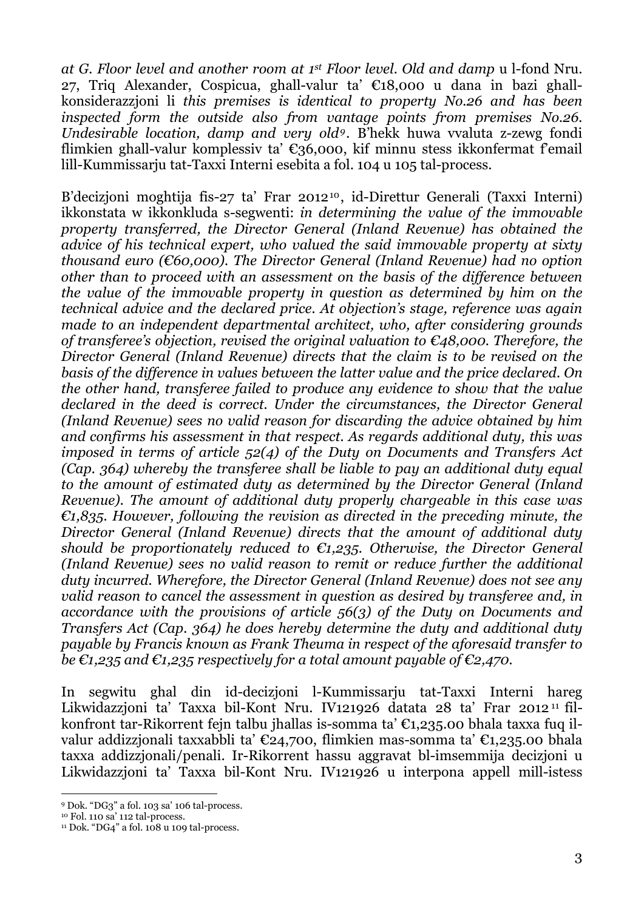*at G. Floor level and another room at 1st Floor level. Old and damp* u l-fond Nru. 27, Triq Alexander, Cospicua, ghall-valur ta' €18,000 u dana in bazi ghall-konsiderazzjoni li *this premises is identical to property No.26 and has been inspected form the outside also from vantage points from premises No.26. Undesirable location, damp and very old*[9]. B'hekk huwa vvaluta z-zewg fondi flimkien ghall-valur komplessiv ta' €36,000, kif minnu stess ikkonfermat f'email lill-Kummissarju tat-Taxxi Interni esebita a fol. 104 u 105 tal-process.

B'decizjoni moghtija fis-27 ta' Frar 2012[10], id-Direttur Generali (Taxxi Interni) ikkonstata w ikkonkluda s-segwenti: *in determining the value of the immovable property transferred, the Director General (Inland Revenue) has obtained the advice of his technical expert, who valued the said immovable property at sixty thousand euro (€60,000). The Director General (Inland Revenue) had no option other than to proceed with an assessment on the basis of the difference between the value of the immovable property in question as determined by him on the technical advice and the declared price. At objection's stage, reference was again made to an independent departmental architect, who, after considering grounds of transferee's objection, revised the original valuation to €48,000. Therefore, the Director General (Inland Revenue) directs that the claim is to be revised on the basis of the difference in values between the latter value and the price declared. On the other hand, transferee failed to produce any evidence to show that the value declared in the deed is correct. Under the circumstances, the Director General (Inland Revenue) sees no valid reason for discarding the advice obtained by him and confirms his assessment in that respect. As regards additional duty, this was imposed in terms of article 52(4) of the Duty on Documents and Transfers Act (Cap. 364) whereby the transferee shall be liable to pay an additional duty equal to the amount of estimated duty as determined by the Director General (Inland Revenue). The amount of additional duty properly chargeable in this case was €1,835. However, following the revision as directed in the preceding minute, the Director General (Inland Revenue) directs that the amount of additional duty should be proportionately reduced to €1,235. Otherwise, the Director General (Inland Revenue) sees no valid reason to remit or reduce further the additional duty incurred. Wherefore, the Director General (Inland Revenue) does not see any valid reason to cancel the assessment in question as desired by transferee and, in accordance with the provisions of article 56(3) of the Duty on Documents and Transfers Act (Cap. 364) he does hereby determine the duty and additional duty payable by Francis known as Frank Theuma in respect of the aforesaid transfer to be €1,235 and €1,235 respectively for a total amount payable of €2,470.*

In segwitu ghal din id-decizjoni l-Kummissarju tat-Taxxi Interni hareg Likwidazzjoni ta' Taxxa bil-Kont Nru. IV121926 datata 28 ta' Frar 2012[11] fil-konfront tar-Rikorrent fejn talbu jhallas is-somma ta' €1,235.00 bhala taxxa fuq il-valur addizzjonali taxxabbli ta' €24,700, flimkien mas-somma ta' €1,235.00 bhala taxxa addizzjonali/penali. Ir-Rikorrent hassu aggravat bl-imsemmija decizjoni u Likwidazzjoni ta' Taxxa bil-Kont Nru. IV121926 u interpona appell mill-istess

---

[9] Dok. "DG3" a fol. 103 sa' 106 tal-process.
[10] Fol. 110 sa' 112 tal-process.
[11] Dok. "DG4" a fol. 108 u 109 tal-process.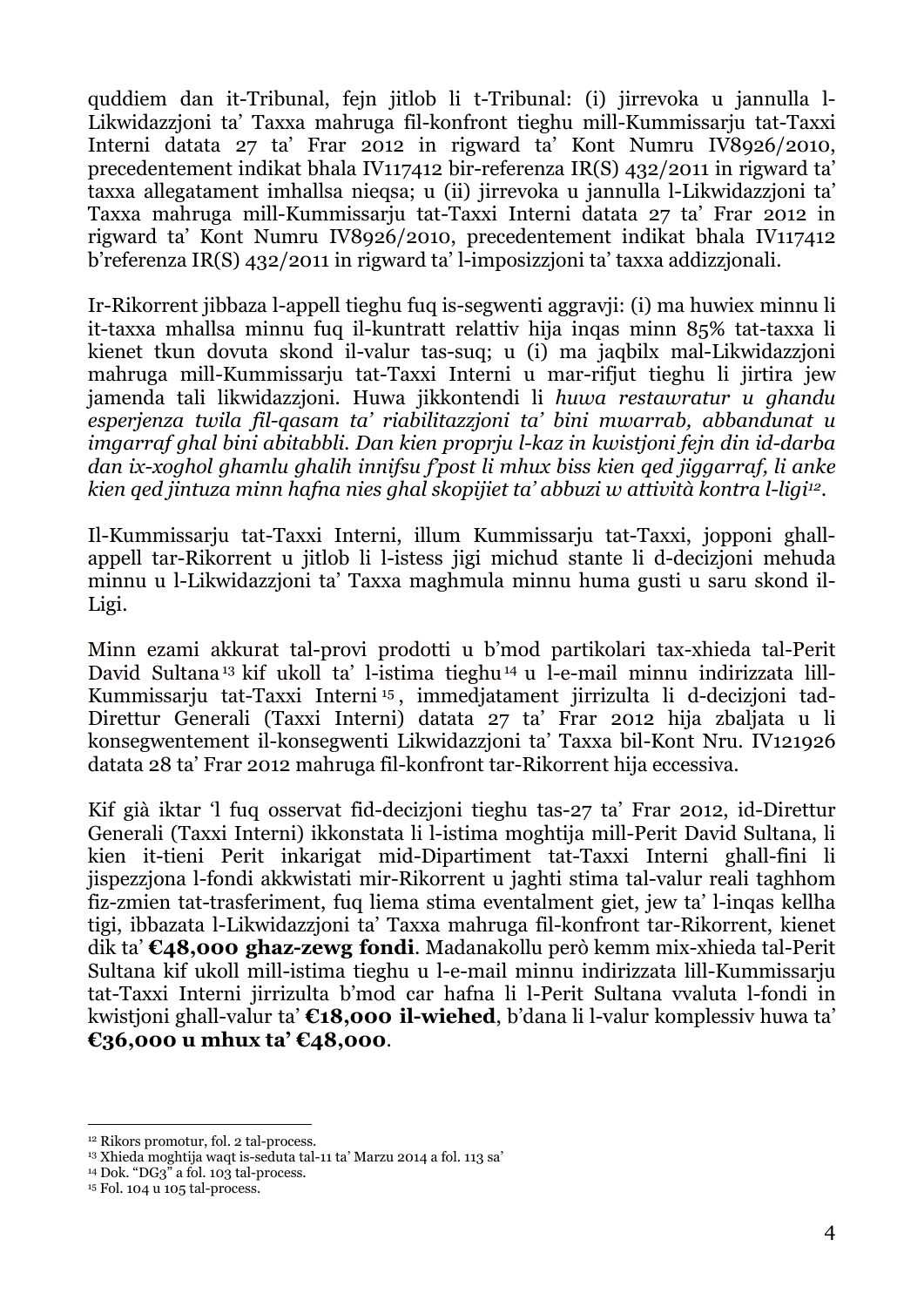quddiem dan it-Tribunal, fejn jitlob li t-Tribunal: (i) jirrevoka u jannulla l-Likwidazzjoni ta' Taxxa mahruga fil-konfront tieghu mill-Kummissarju tat-Taxxi Interni datata 27 ta' Frar 2012 in rigward ta' Kont Numru IV8926/2010, precedentement indikat bhala IV117412 bir-referenza IR(S) 432/2011 in rigward ta' taxxa allegatament imhallsa nieqsa; u (ii) jirrevoka u jannulla l-Likwidazzjoni ta' Taxxa mahruga mill-Kummissarju tat-Taxxi Interni datata 27 ta' Frar 2012 in rigward ta' Kont Numru IV8926/2010, precedentement indikat bhala IV117412 b'referenza IR(S) 432/2011 in rigward ta' l-imposizzjoni ta' taxxa addizzjonali.

Ir-Rikorrent jibbaza l-appell tieghu fuq is-segwenti aggravji: (i) ma huwiex minnu li it-taxxa mhallsa minnu fuq il-kuntratt relattiv hija inqas minn 85% tat-taxxa li kienet tkun dovuta skond il-valur tas-suq; u (i) ma jaqbilx mal-Likwidazzjoni mahruga mill-Kummissarju tat-Taxxi Interni u mar-rifjut tieghu li jirtira jew jamenda tali likwidazzjoni. Huwa jikkontendi li *huwa restawratur u ghandu esperjenza twila fil-qasam ta' riabilitazzjoni ta' bini mwarrab, abbandunat u imgarraf ghal bini abitabbli. Dan kien proprju l-kaz in kwistjoni fejn din id-darba dan ix-xoghol ghamlu ghalih innifsu f'post li mhux biss kien qed jiggarraf, li anke kien qed jintuza minn hafna nies ghal skopijiet ta' abbuzi w attività kontra l-ligi*[12].

Il-Kummissarju tat-Taxxi Interni, illum Kummissarju tat-Taxxi, jopponi ghall-appell tar-Rikorrent u jitlob li l-istess jigi michud stante li d-decizjoni mehuda minnu u l-Likwidazzjoni ta' Taxxa maghmula minnu huma gusti u saru skond il-Ligi.

Minn ezami akkurat tal-provi prodotti u b'mod partikolari tax-xhieda tal-Perit David Sultana[13] kif ukoll ta' l-istima tieghu[14] u l-e-mail minnu indirizzata lill-Kummissarju tat-Taxxi Interni[15], immedjatament jirrizulta li d-decizjoni tad-Direttur Generali (Taxxi Interni) datata 27 ta' Frar 2012 hija zbaljata u li konsegwentement il-konsegwenti Likwidazzjoni ta' Taxxa bil-Kont Nru. IV121926 datata 28 ta' Frar 2012 mahruga fil-konfront tar-Rikorrent hija eccessiva.

Kif già iktar 'l fuq osservat fid-decizjoni tieghu tas-27 ta' Frar 2012, id-Direttur Generali (Taxxi Interni) ikkonstata li l-istima moghtija mill-Perit David Sultana, li kien it-tieni Perit inkarigat mid-Dipartiment tat-Taxxi Interni ghall-fini li jispezzjona l-fondi akkwistati mir-Rikorrent u jaghti stima tal-valur reali taghhom fiz-zmien tat-trasferiment, fuq liema stima eventalment giet, jew ta' l-inqas kellha tigi, ibbazata l-Likwidazzjoni ta' Taxxa mahruga fil-konfront tar-Rikorrent, kienet dik ta' **€48,000 ghaz-zewg fondi**. Madanakollu però kemm mix-xhieda tal-Perit Sultana kif ukoll mill-istima tieghu u l-e-mail minnu indirizzata lill-Kummissarju tat-Taxxi Interni jirrizulta b'mod car hafna li l-Perit Sultana vvaluta l-fondi in kwistjoni ghall-valur ta' **€18,000 il-wiehed**, b'dana li l-valur komplessiv huwa ta' **€36,000 u mhux ta' €48,000**.

---

[12] Rikors promotur, fol. 2 tal-process.
[13] Xhieda moghtija waqt is-seduta tal-11 ta' Marzu 2014 a fol. 113 sa'
[14] Dok. "DG3" a fol. 103 tal-process.
[15] Fol. 104 u 105 tal-process.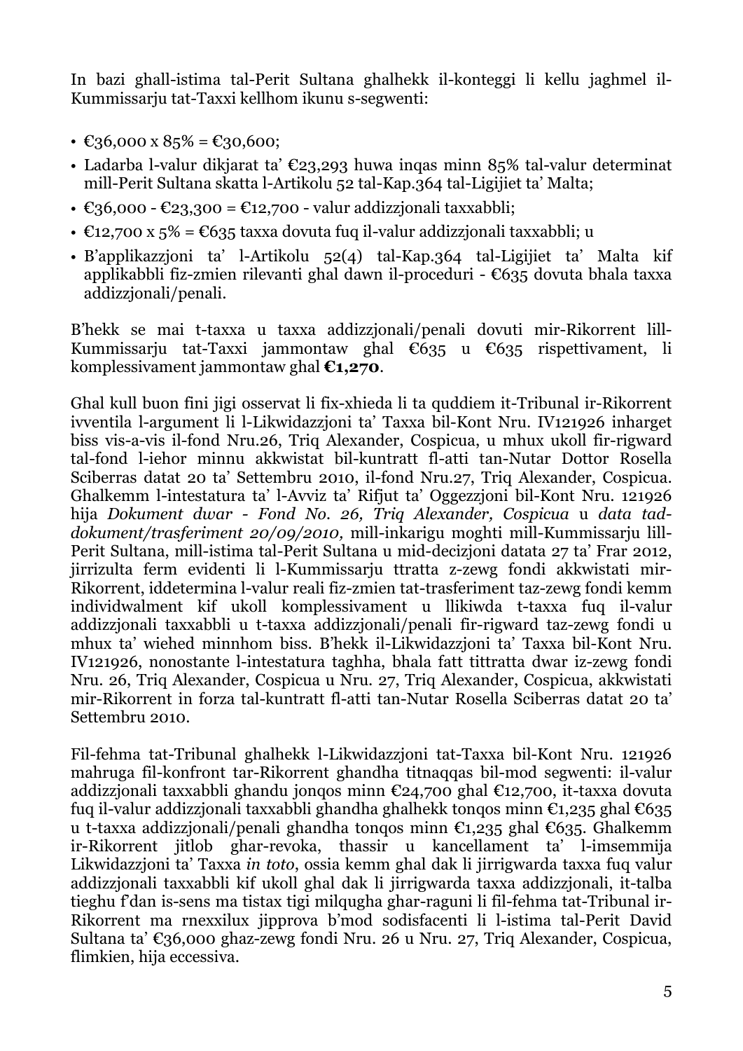In bazi għall-istima tal-Perit Sultana għalhekk il-konteġġi li kellu jagħmel il-Kummissarju tat-Taxxi kellhom ikunu s-segwenti:

- €36,000 x 85% = €30,600;
- Ladarba l-valur dikjarat ta' €23,293 huwa inqas minn 85% tal-valur determinat mill-Perit Sultana skatta l-Artikolu 52 tal-Kap.364 tal-Liġijiet ta' Malta;
- €36,000 - €23,300 = €12,700 - valur addizzjonali taxxabbli;
- €12,700 x 5% = €635 taxxa dovuta fuq il-valur addizzjonali taxxabbli; u
- B'applikazzjoni ta' l-Artikolu 52(4) tal-Kap.364 tal-Liġijiet ta' Malta kif applikabbli fiż-żmien rilevanti għal dawn il-proceduri - €635 dovuta bħala taxxa addizzjonali/penali.

B'hekk se mai t-taxxa u taxxa addizzjonali/penali dovuti mir-Rikorrent lill-Kummissarju tat-Taxxi jammontaw għal €635 u €635 rispettivament, li komplessivament jammontaw għal **€1,270**.

Għal kull buon fini jiġi osservat li fix-xhieda li ta quddiem it-Tribunal ir-Rikorrent ivventila l-argument li l-Likwidazzjoni ta' Taxxa bil-Kont Nru. IV121926 inħarġet biss vis-a-vis il-fond Nru.26, Triq Alexander, Cospicua, u mhux ukoll fir-rigward tal-fond l-ieħor minnu akkwistat bil-kuntratt fl-atti tan-Nutar Dottor Rosella Sciberras datat 20 ta' Settembru 2010, il-fond Nru.27, Triq Alexander, Cospicua. Għalkemm l-intestatura ta' l-Avviż ta' Rifjut ta' Oġġezzjoni bil-Kont Nru. 121926 hija *Dokument dwar - Fond No. 26, Triq Alexander, Cospicua* u *data tad-dokument/trasferiment 20/09/2010*, mill-inkarigu mogħti mill-Kummissarju lill-Perit Sultana, mill-istima tal-Perit Sultana u mid-deċiżjoni datata 27 ta' Frar 2012, jirriżulta ferm evidenti li l-Kummissarju ttratta ż-żewġ fondi akkwistati mir-Rikorrent, iddetermina l-valur reali fiż-żmien tat-trasferiment taż-żewġ fondi kemm individwalment kif ukoll komplessivament u llikwida t-taxxa fuq il-valur addizzjonali taxxabbli u t-taxxa addizzjonali/penali fir-rigward taż-żewġ fondi u mhux ta' wieħed minnhom biss. B'hekk il-Likwidazzjoni ta' Taxxa bil-Kont Nru. IV121926, nonostante l-intestatura tagħha, bħala fatt tittratta dwar iż-żewġ fondi Nru. 26, Triq Alexander, Cospicua u Nru. 27, Triq Alexander, Cospicua, akkwistati mir-Rikorrent in forza tal-kuntratt fl-atti tan-Nutar Rosella Sciberras datat 20 ta' Settembru 2010.

Fil-fehma tat-Tribunal għalhekk l-Likwidazzjoni tat-Taxxa bil-Kont Nru. 121926 maħruġa fil-konfront tar-Rikorrent għandha titnaqqas bil-mod segwenti: il-valur addizzjonali taxxabbli għandu jonqos minn €24,700 għal €12,700, it-taxxa dovuta fuq il-valur addizzjonali taxxabbli għandha għalhekk tonqos minn €1,235 għal €635 u t-taxxa addizzjonali/penali għandha tonqos minn €1,235 għal €635. Għalkemm ir-Rikorrent jitlob għar-revoka, tħassir u kancellament ta' l-imsemmija Likwidazzjoni ta' Taxxa *in toto*, ossia kemm għal dak li jirrigwarda taxxa fuq valur addizzjonali taxxabbli kif ukoll għal dak li jirrigwarda taxxa addizzjonali, it-talba tiegħu f'dan is-sens ma tistax tiġi milqugħa għar-raġuni li fil-fehma tat-Tribunal ir-Rikorrent ma rnexxilux jipprova b'mod sodisfaċenti li l-istima tal-Perit David Sultana ta' €36,000 għaż-żewġ fondi Nru. 26 u Nru. 27, Triq Alexander, Cospicua, flimkien, hija eccessiva.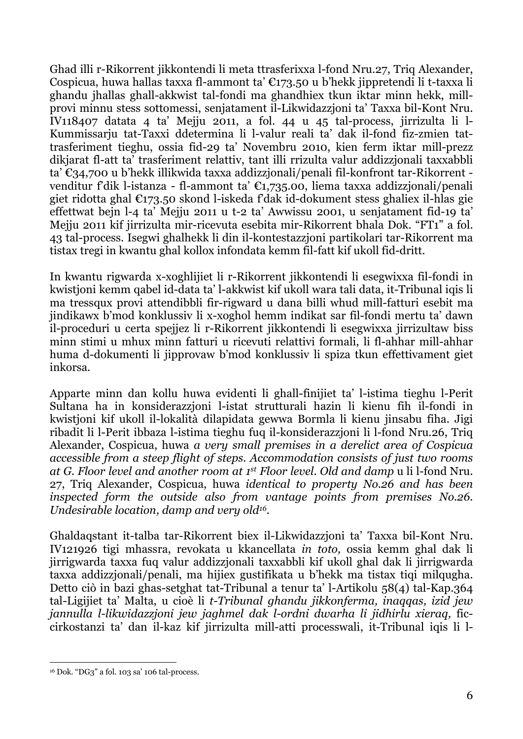Ghad illi r-Rikorrent jikkontendi li meta ttrasferixxa l-fond Nru.27, Triq Alexander, Cospicua, huwa hallas taxxa fl-ammont ta' €173.50 u b'hekk jippretendi li t-taxxa li ghandu jhallas ghall-akkwist tal-fondi ma ghandhiex tkun iktar minn hekk, mill-provi minnu stess sottomessi, senjatament il-Likwidazzjoni ta' Taxxa bil-Kont Nru. IV118407 datata 4 ta' Mejju 2011, a fol. 44 u 45 tal-process, jirrizulta li l-Kummissarju tat-Taxxi ddetermina li l-valur reali ta' dak il-fond fiz-zmien tat-trasferiment tieghu, ossia fid-29 ta' Novembru 2010, kien ferm iktar mill-prezz dikjarat fl-att ta' trasferiment relattiv, tant illi rrizulta valur addizzjonali taxxabbli ta' €34,700 u b'hekk illikwida taxxa addizzjonali/penali fil-konfront tar-Rikorrent - venditur f'dik l-istanza - fl-ammont ta' €1,735.00, liema taxxa addizzjonali/penali giet ridotta ghal €173.50 skond l-iskeda f'dak id-dokument stess ghaliex il-hlas gie effettwat bejn l-4 ta' Mejju 2011 u t-2 ta' Awwissu 2001, u senjatament fid-19 ta' Mejju 2011 kif jirrizulta mir-ricevuta esebita mir-Rikorrent bhala Dok. "FT1" a fol. 43 tal-process. Isegwi ghalhekk li din il-kontestazzjoni partikolari tar-Rikorrent ma tistax tregi in kwantu ghal kollox infondata kemm fil-fatt kif ukoll fid-dritt.

In kwantu rigwarda x-xoghlijiet li r-Rikorrent jikkontendi li esegwixxa fil-fondi in kwistjoni kemm qabel id-data ta' l-akkwist kif ukoll wara tali data, it-Tribunal iqis li ma tressqux provi attendibbli fir-rigward u dana billi whud mill-fatturi esebit ma jindikawx b'mod konklussiv li x-xoghol hemm indikat sar fil-fondi mertu ta' dawn il-proceduri u certa spejjez li r-Rikorrent jikkontendi li esegwixxa jirrizultaw biss minn stimi u mhux minn fatturi u ricevuti relattivi formali, li fl-ahhar mill-ahhar huma d-dokumenti li jipprovaw b'mod konklussiv li spiza tkun effettivament giet inkorsa.

Apparte minn dan kollu huwa evidenti li ghall-finijiet ta' l-istima tieghu l-Perit Sultana ha in konsiderazzjoni l-istat strutturali hazin li kienu fih il-fondi in kwistjoni kif ukoll il-lokalità dilapidata gewwa Bormla li kienu jinsabu fiha. Jigi ribadit li l-Perit ibbaza l-istima tieghu fuq il-konsiderazzjoni li l-fond Nru.26, Triq Alexander, Cospicua, huwa *a very small premises in a derelict area of Cospicua accessible from a steep flight of steps. Accommodation consists of just two rooms at G. Floor level and another room at 1st Floor level. Old and damp* u li l-fond Nru. 27, Triq Alexander, Cospicua, huwa *identical to property No.26 and has been inspected form the outside also from vantage points from premises No.26. Undesirable location, damp and very old*[16].

Ghaldaqstant it-talba tar-Rikorrent biex il-Likwidazzjoni ta' Taxxa bil-Kont Nru. IV121926 tigi mhassra, revokata u kkancellata *in toto,* ossia kemm ghal dak li jirrigwarda taxxa fuq valur addizzjonali taxxabbli kif ukoll ghal dak li jirrigwarda taxxa addizzjonali/penali, ma hijiex gustifikata u b'hekk ma tistax tiqi milqugha. Detto ciò in bazi ghas-setghat tat-Tribunal a tenur ta' l-Artikolu 58(4) tal-Kap.364 tal-Ligijiet ta' Malta, u cioè li *t-Tribunal ghandu jikkonferma, inaqqas, izid jew jannulla l-likwidazzjoni jew jaghmel dak l-ordni dwarha li jidhirlu xieraq,* fic-cirkostanzi ta' dan il-kaz kif jirrizulta mill-atti processwali, it-Tribunal iqis li l-

---

[16] Dok. "DG3" a fol. 103 sa' 106 tal-process.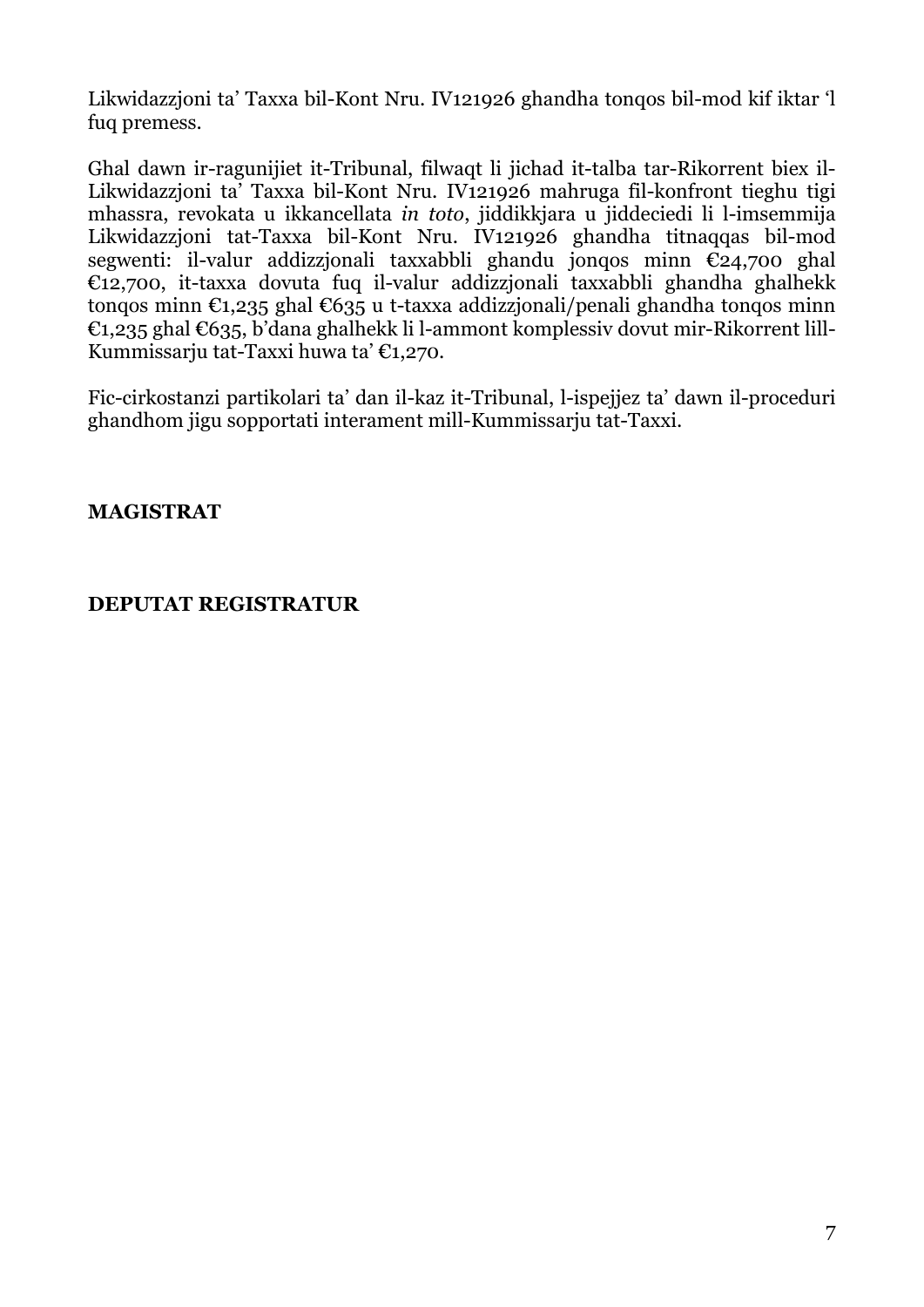Likwidazzjoni ta' Taxxa bil-Kont Nru. IV121926 ghandha tonqos bil-mod kif iktar 'l fuq premess.

Ghal dawn ir-ragunijiet it-Tribunal, filwaqt li jichad it-talba tar-Rikorrent biex il-Likwidazzjoni ta' Taxxa bil-Kont Nru. IV121926 mahruga fil-konfront tieghu tigi mhassra, revokata u ikkancellata *in toto*, jiddikkjara u jiddeciedi li l-imsemmija Likwidazzjoni tat-Taxxa bil-Kont Nru. IV121926 ghandha titnaqqas bil-mod segwenti: il-valur addizzjonali taxxabbli ghandu jonqos minn €24,700 ghal €12,700, it-taxxa dovuta fuq il-valur addizzjonali taxxabbli ghandha ghalhekk tonqos minn €1,235 ghal €635 u t-taxxa addizzjonali/penali ghandha tonqos minn €1,235 ghal €635, b'dana ghalhekk li l-ammont komplessiv dovut mir-Rikorrent lill-Kummissarju tat-Taxxi huwa ta' €1,270.

Fic-cirkostanzi partikolari ta' dan il-kaz it-Tribunal, l-ispejjez ta' dawn il-proceduri ghandhom jigu sopportati interament mill-Kummissarju tat-Taxxi.

**MAGISTRAT**

**DEPUTAT REGISTRATUR**